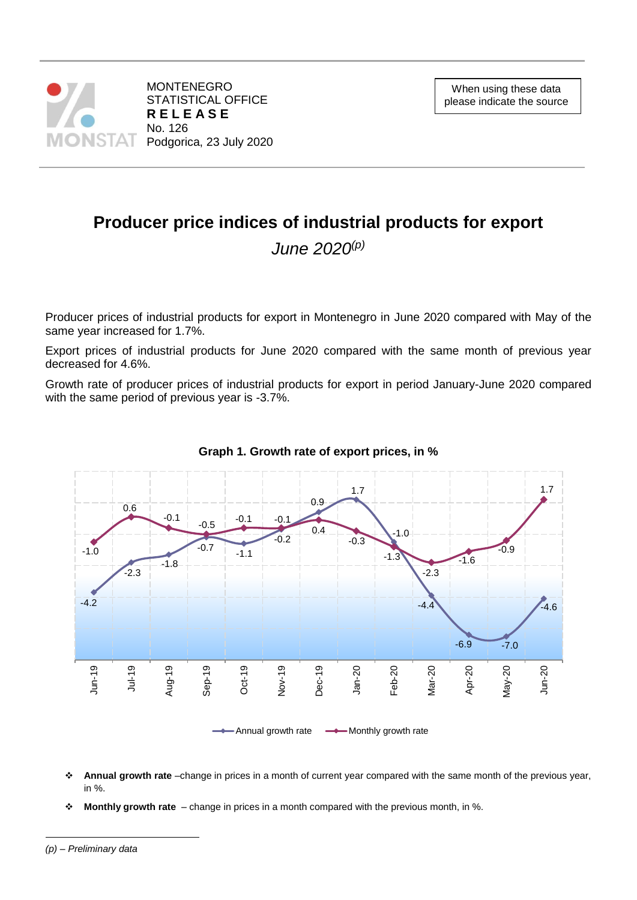MONTENEGRO
STATISTICAL OFFICE
**RELEASE**
No. 126
Podgorica, 23 July 2020

When using these data please indicate the source

# Producer price indices of industrial products for export

*June 2020(p)*

Producer prices of industrial products for export in Montenegro in June 2020 compared with May of the same year increased for 1.7%.

Export prices of industrial products for June 2020 compared with the same month of previous year decreased for 4.6%.

Growth rate of producer prices of industrial products for export in period January-June 2020 compared with the same period of previous year is -3.7%.

**Graph 1. Growth rate of export prices, in %**

| | Jun-19 | Jul-19 | Aug-19 | Sep-19 | Oct-19 | Nov-19 | Dec-19 | Jan-20 | Feb-20 | Mar-20 | Apr-20 | May-20 | Jun-20 |
|---|---|---|---|---|---|---|---|---|---|---|---|---|---|
| Annual growth rate | -4.2 | -2.3 | -1.8 | -0.7 | -1.1 | -0.1 | 0.9 | 1.7 | -1.0 | -4.4 | -6.9 | -7.0 | -4.6 |
| Monthly growth rate | -1.0 | 0.6 | -0.1 | -0.5 | -0.1 | -0.2 | 0.4 | -0.3 | -1.3 | -2.3 | -1.6 | -0.9 | 1.7 |

- **Annual growth rate** –change in prices in a month of current year compared with the same month of the previous year, in %.
- **Monthly growth rate** – change in prices in a month compared with the previous month, in %.

*(p) – Preliminary data*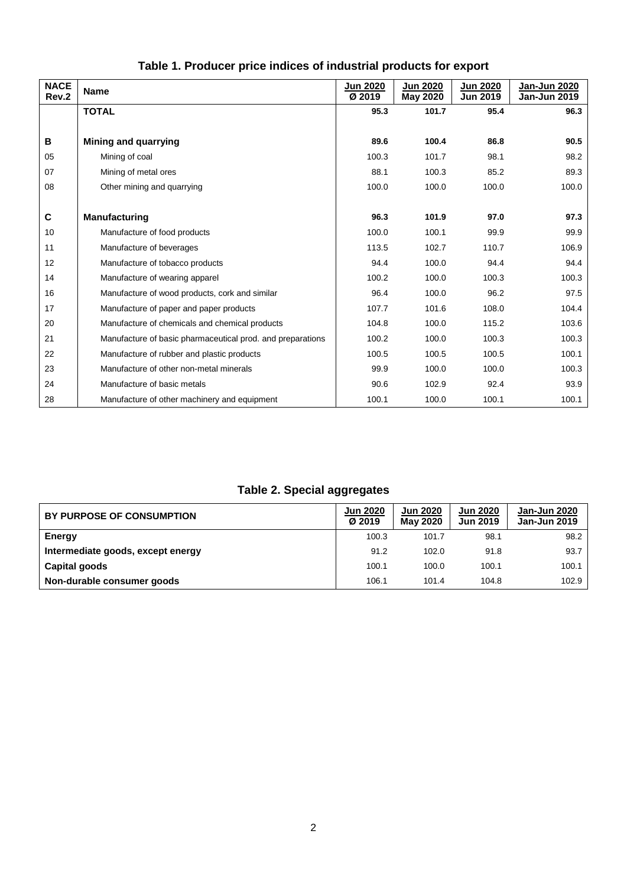## Table 1. Producer price indices of industrial products for export

| NACE Rev.2 | Name | Jun 2020 / Ø 2019 | Jun 2020 / May 2020 | Jun 2020 / Jun 2019 | Jan-Jun 2020 / Jan-Jun 2019 |
|---|---|---|---|---|---|
| | **TOTAL** | **95.3** | **101.7** | **95.4** | **96.3** |
| | | | | | |
| **B** | **Mining and quarrying** | **89.6** | **100.4** | **86.8** | **90.5** |
| 05 | Mining of coal | 100.3 | 101.7 | 98.1 | 98.2 |
| 07 | Mining of metal ores | 88.1 | 100.3 | 85.2 | 89.3 |
| 08 | Other mining and quarrying | 100.0 | 100.0 | 100.0 | 100.0 |
| | | | | | |
| **C** | **Manufacturing** | **96.3** | **101.9** | **97.0** | **97.3** |
| 10 | Manufacture of food products | 100.0 | 100.1 | 99.9 | 99.9 |
| 11 | Manufacture of beverages | 113.5 | 102.7 | 110.7 | 106.9 |
| 12 | Manufacture of tobacco products | 94.4 | 100.0 | 94.4 | 94.4 |
| 14 | Manufacture of wearing apparel | 100.2 | 100.0 | 100.3 | 100.3 |
| 16 | Manufacture of wood products, cork and similar | 96.4 | 100.0 | 96.2 | 97.5 |
| 17 | Manufacture of paper and paper products | 107.7 | 101.6 | 108.0 | 104.4 |
| 20 | Manufacture of chemicals and chemical products | 104.8 | 100.0 | 115.2 | 103.6 |
| 21 | Manufacture of basic pharmaceutical prod. and preparations | 100.2 | 100.0 | 100.3 | 100.3 |
| 22 | Manufacture of rubber and plastic products | 100.5 | 100.5 | 100.5 | 100.1 |
| 23 | Manufacture of other non-metal minerals | 99.9 | 100.0 | 100.0 | 100.3 |
| 24 | Manufacture of basic metals | 90.6 | 102.9 | 92.4 | 93.9 |
| 28 | Manufacture of other machinery and equipment | 100.1 | 100.0 | 100.1 | 100.1 |

## Table 2. Special aggregates

| BY PURPOSE OF CONSUMPTION | Jun 2020 / Ø 2019 | Jun 2020 / May 2020 | Jun 2020 / Jun 2019 | Jan-Jun 2020 / Jan-Jun 2019 |
|---|---|---|---|---|
| **Energy** | 100.3 | 101.7 | 98.1 | 98.2 |
| **Intermediate goods, except energy** | 91.2 | 102.0 | 91.8 | 93.7 |
| **Capital goods** | 100.1 | 100.0 | 100.1 | 100.1 |
| **Non-durable consumer goods** | 106.1 | 101.4 | 104.8 | 102.9 |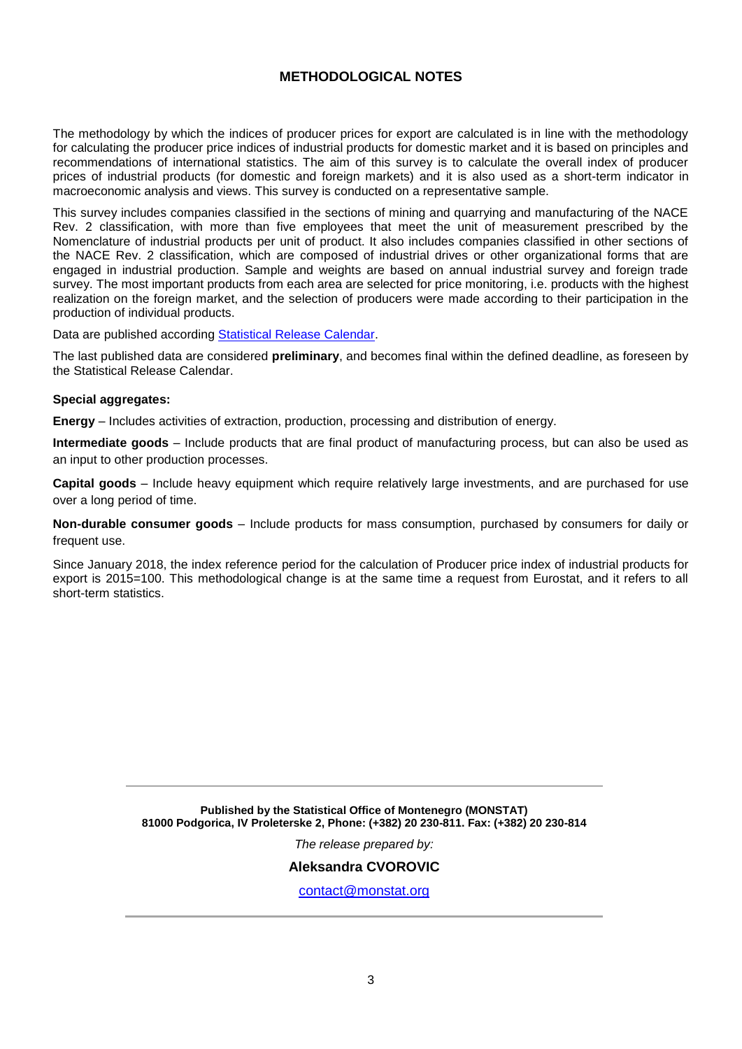## METHODOLOGICAL NOTES

The methodology by which the indices of producer prices for export are calculated is in line with the methodology for calculating the producer price indices of industrial products for domestic market and it is based on principles and recommendations of international statistics. The aim of this survey is to calculate the overall index of producer prices of industrial products (for domestic and foreign markets) and it is also used as a short-term indicator in macroeconomic analysis and views. This survey is conducted on a representative sample.

This survey includes companies classified in the sections of mining and quarrying and manufacturing of the NACE Rev. 2 classification, with more than five employees that meet the unit of measurement prescribed by the Nomenclature of industrial products per unit of product. It also includes companies classified in other sections of the NACE Rev. 2 classification, which are composed of industrial drives or other organizational forms that are engaged in industrial production. Sample and weights are based on annual industrial survey and foreign trade survey. The most important products from each area are selected for price monitoring, i.e. products with the highest realization on the foreign market, and the selection of producers were made according to their participation in the production of individual products.

Data are published according [Statistical Release Calendar](Statistical Release Calendar).

The last published data are considered **preliminary**, and becomes final within the defined deadline, as foreseen by the Statistical Release Calendar.

**Special aggregates:**

**Energy** – Includes activities of extraction, production, processing and distribution of energy.

**Intermediate goods** – Include products that are final product of manufacturing process, but can also be used as an input to other production processes.

**Capital goods** – Include heavy equipment which require relatively large investments, and are purchased for use over a long period of time.

**Non-durable consumer goods** – Include products for mass consumption, purchased by consumers for daily or frequent use.

Since January 2018, the index reference period for the calculation of Producer price index of industrial products for export is 2015=100. This methodological change is at the same time a request from Eurostat, and it refers to all short-term statistics.

**Published by the Statistical Office of Montenegro (MONSTAT)**
**81000 Podgorica, IV Proleterske 2, Phone: (+382) 20 230-811. Fax: (+382) 20 230-814**

*The release prepared by:*

**Aleksandra CVOROVIC**

contact@monstat.org